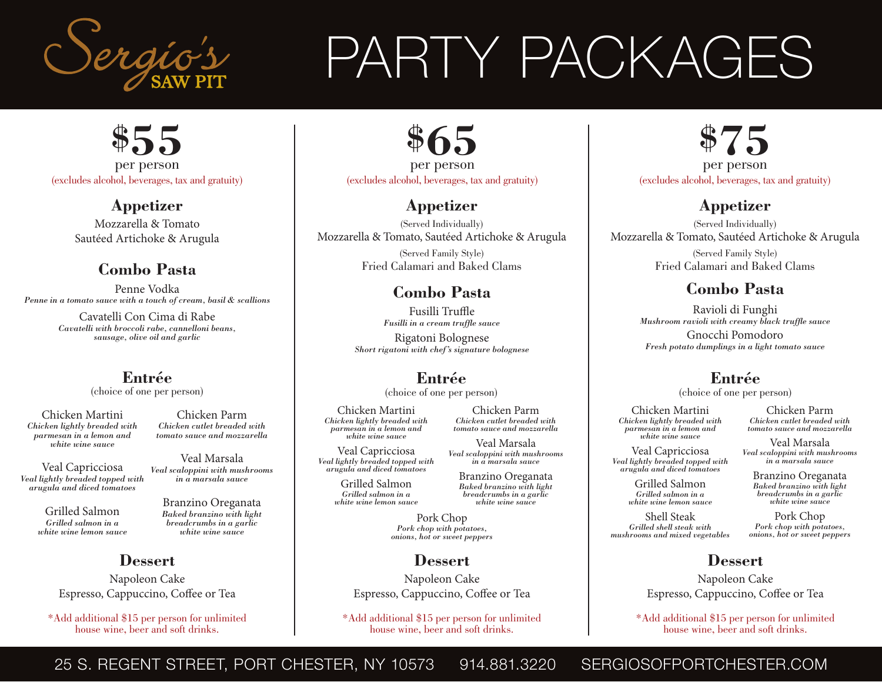# Sergio's SAW PIT

# PARTY PACKAGES

## $55

per person

(excludes alcohol, beverages, tax and gratuity)

### Appetizer

Mozzarella & Tomato
Sautéed Artichoke & Arugula

### Combo Pasta

Penne Vodka
*Penne in a tomato sauce with a touch of cream, basil & scallions*

Cavatelli Con Cima di Rabe
*Cavatelli with broccoli rabe, cannelloni beans, sausage, olive oil and garlic*

### Entrée

(choice of one per person)

Chicken Martini
*Chicken lightly breaded with parmesan in a lemon and white wine sauce*

Chicken Parm
*Chicken cutlet breaded with tomato sauce and mozzarella*

Veal Capricciosa
*Veal lightly breaded topped with arugula and diced tomatoes*

Veal Marsala
*Veal scaloppini with mushrooms in a marsala sauce*

Grilled Salmon
*Grilled salmon in a white wine lemon sauce*

Branzino Oreganata
*Baked branzino with light breadcrumbs in a garlic white wine sauce*

### Dessert

Napoleon Cake
Espresso, Cappuccino, Coffee or Tea

*Add additional $15 per person for unlimited house wine, beer and soft drinks.

## $65

per person

(excludes alcohol, beverages, tax and gratuity)

### Appetizer

(Served Individually)
Mozzarella & Tomato, Sautéed Artichoke & Arugula

(Served Family Style)
Fried Calamari and Baked Clams

### Combo Pasta

Fusilli Truffle
*Fusilli in a cream truffle sauce*

Rigatoni Bolognese
*Short rigatoni with chef's signature bolognese*

### Entrée

(choice of one per person)

Chicken Martini
*Chicken lightly breaded with parmesan in a lemon and white wine sauce*

Chicken Parm
*Chicken cutlet breaded with tomato sauce and mozzarella*

Veal Capricciosa
*Veal lightly breaded topped with arugula and diced tomatoes*

Veal Marsala
*Veal scaloppini with mushrooms in a marsala sauce*

Grilled Salmon
*Grilled salmon in a white wine lemon sauce*

Branzino Oreganata
*Baked branzino with light breadcrumbs in a garlic white wine sauce*

Pork Chop
*Pork chop with potatoes, onions, hot or sweet peppers*

### Dessert

Napoleon Cake
Espresso, Cappuccino, Coffee or Tea

*Add additional $15 per person for unlimited house wine, beer and soft drinks.

## $75

per person

(excludes alcohol, beverages, tax and gratuity)

### Appetizer

(Served Individually)
Mozzarella & Tomato, Sautéed Artichoke & Arugula

(Served Family Style)
Fried Calamari and Baked Clams

### Combo Pasta

Ravioli di Funghi
*Mushroom ravioli with creamy black truffle sauce*

Gnocchi Pomodoro
*Fresh potato dumplings in a light tomato sauce*

### Entrée

(choice of one per person)

Chicken Martini
*Chicken lightly breaded with parmesan in a lemon and white wine sauce*

Chicken Parm
*Chicken cutlet breaded with tomato sauce and mozzarella*

Veal Capricciosa
*Veal lightly breaded topped with arugula and diced tomatoes*

Veal Marsala
*Veal scaloppini with mushrooms in a marsala sauce*

Grilled Salmon
*Grilled salmon in a white wine lemon sauce*

Branzino Oreganata
*Baked branzino with light breadcrumbs in a garlic white wine sauce*

Shell Steak
*Grilled shell steak with mushrooms and mixed vegetables*

Pork Chop
*Pork chop with potatoes, onions, hot or sweet peppers*

### Dessert

Napoleon Cake
Espresso, Cappuccino, Coffee or Tea

*Add additional $15 per person for unlimited house wine, beer and soft drinks.

25 S. REGENT STREET, PORT CHESTER, NY 10573 914.881.3220 SERGIOSOFPORTCHESTER.COM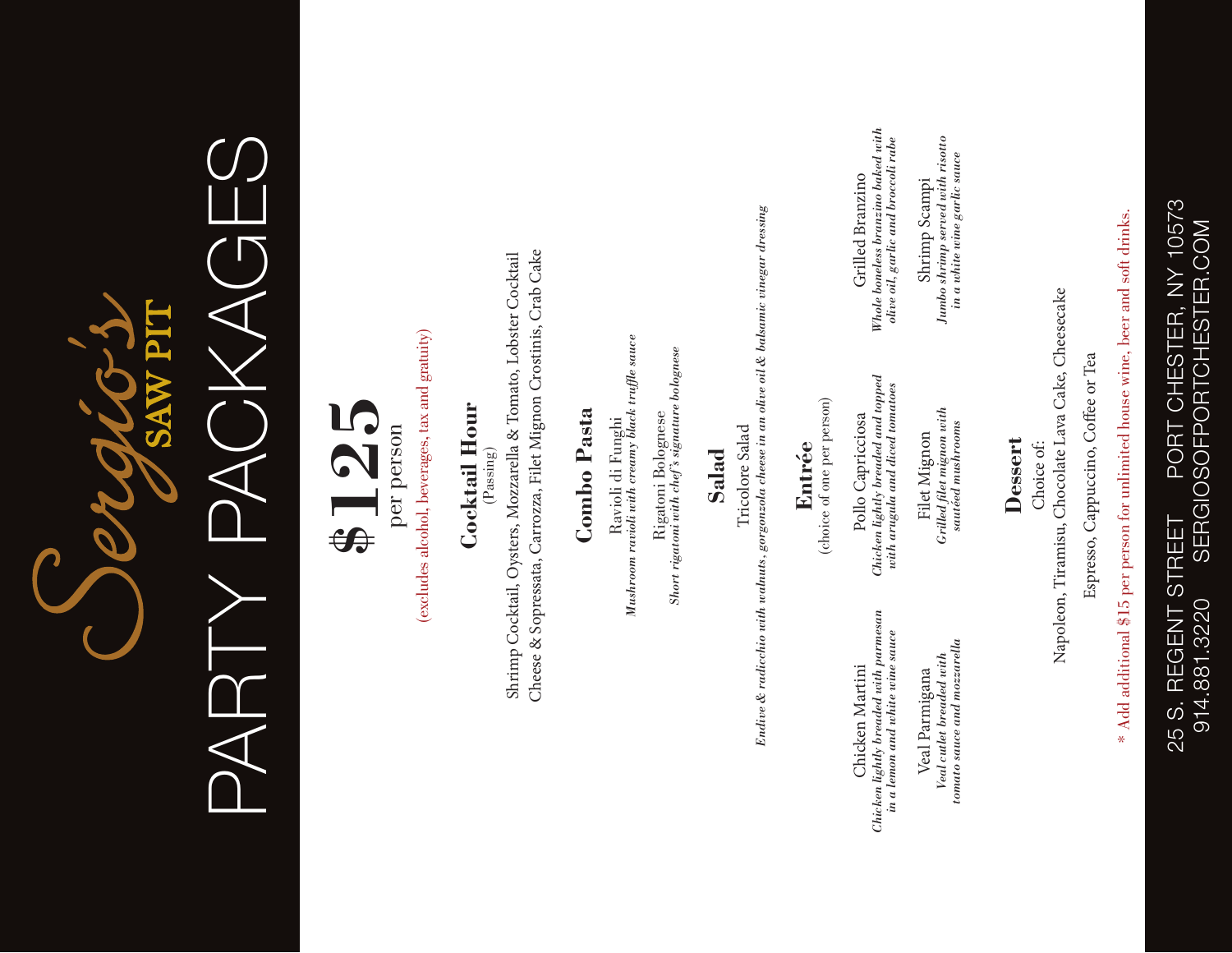# Sergio's SAW PIT

# PARTY PACKAGES

## $125 per person

(excludes alcohol, beverages, tax and gratuity)

### Cocktail Hour

(Passing)

Shrimp Cocktail, Oysters, Mozzarella & Tomato, Lobster Cocktail
Cheese & Sopressata, Carrozza, Filet Mignon Crostinis, Crab Cake

### Combo Pasta

Ravioli di Funghi
*Mushroom ravioli with creamy black truffle sauce*

Rigatoni Bolognese
*Short rigatoni with chef's signature bolognese*

### Salad

Tricolore Salad
*Endive & radicchio with walnuts, gorgonzola cheese in an olive oil & balsamic vinegar dressing*

### Entrée

(choice of one per person)

Chicken Martini
*Chicken lightly breaded with parmesan in a lemon and white wine sauce*

Pollo Capricciosa
*Chicken lightly breaded and topped with arugula and diced tomatoes*

Grilled Branzino
*Whole boneless branzino baked with olive oil, garlic and broccoli rabe*

Veal Parmigana
*Veal cutlet breaded with tomato sauce and mozzarella*

Filet Mignon
*Grilled filet mignon with sautéed mushrooms*

Shrimp Scampi
*Jumbo shrimp served with risotto in a white wine garlic sauce*

### Dessert

Choice of:
Napoleon, Tiramisu, Chocolate Lava Cake, Cheesecake

Espresso, Cappuccino, Coffee or Tea

* Add additional $15 per person for unlimited house wine, beer and soft drinks.

25 S. REGENT STREET PORT CHESTER, NY 10573
914.881.3220 SERGIOSOFPORTCHESTER.COM